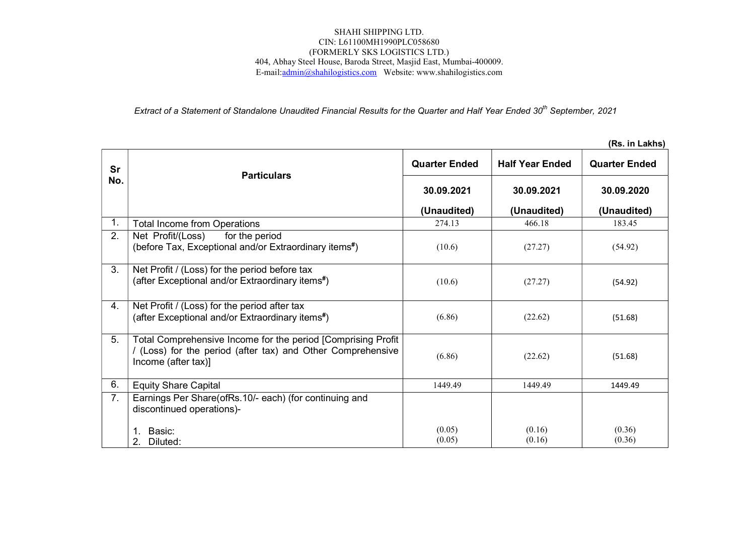SHAHI SHIPPING LTD.
CIN: L61100MH1990PLC058680
(FORMERLY SKS LOGISTICS LTD.)
404, Abhay Steel House, Baroda Street, Masjid East, Mumbai-400009.
E-mail:admin@shahilogistics.com Website: www.shahilogistics.com

*Extract of a Statement of Standalone Unaudited Financial Results for the Quarter and Half Year Ended 30th September, 2021*

**(Rs. in Lakhs)**

| Sr No. | Particulars | Quarter Ended | Half Year Ended | Quarter Ended |
|---|---|---|---|---|
| | | 30.09.2021 (Unaudited) | 30.09.2021 (Unaudited) | 30.09.2020 (Unaudited) |
| 1. | Total Income from Operations | 274.13 | 466.18 | 183.45 |
| 2. | Net Profit/(Loss) for the period (before Tax, Exceptional and/or Extraordinary items#) | (10.6) | (27.27) | (54.92) |
| 3. | Net Profit / (Loss) for the period before tax (after Exceptional and/or Extraordinary items#) | (10.6) | (27.27) | (54.92) |
| 4. | Net Profit / (Loss) for the period after tax (after Exceptional and/or Extraordinary items#) | (6.86) | (22.62) | (51.68) |
| 5. | Total Comprehensive Income for the period [Comprising Profit / (Loss) for the period (after tax) and Other Comprehensive Income (after tax)] | (6.86) | (22.62) | (51.68) |
| 6. | Equity Share Capital | 1449.49 | 1449.49 | 1449.49 |
| 7. | Earnings Per Share(ofRs.10/- each) (for continuing and discontinued operations)- | | | |
| | 1. Basic: | (0.05) | (0.16) | (0.36) |
| | 2. Diluted: | (0.05) | (0.16) | (0.36) |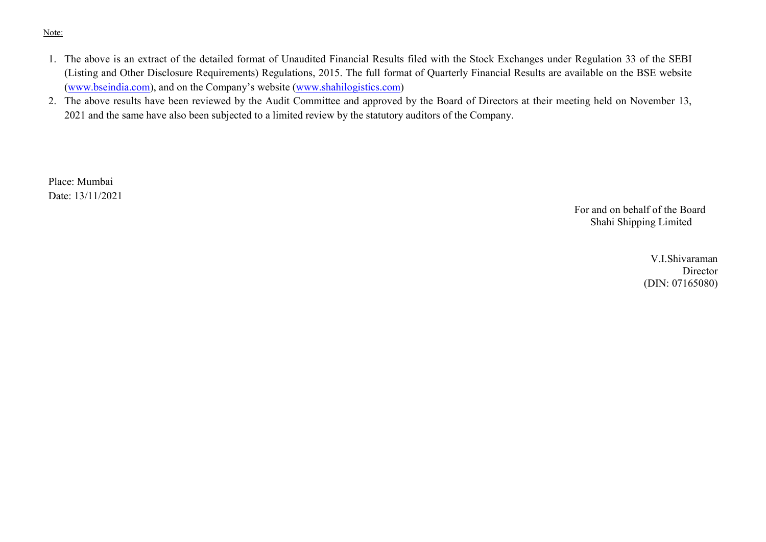Note:

1. The above is an extract of the detailed format of Unaudited Financial Results filed with the Stock Exchanges under Regulation 33 of the SEBI (Listing and Other Disclosure Requirements) Regulations, 2015. The full format of Quarterly Financial Results are available on the BSE website (www.bseindia.com), and on the Company's website (www.shahilogistics.com)
2. The above results have been reviewed by the Audit Committee and approved by the Board of Directors at their meeting held on November 13, 2021 and the same have also been subjected to a limited review by the statutory auditors of the Company.

Place: Mumbai
Date: 13/11/2021

For and on behalf of the Board
Shahi Shipping Limited

V.I.Shivaraman
Director
(DIN: 07165080)